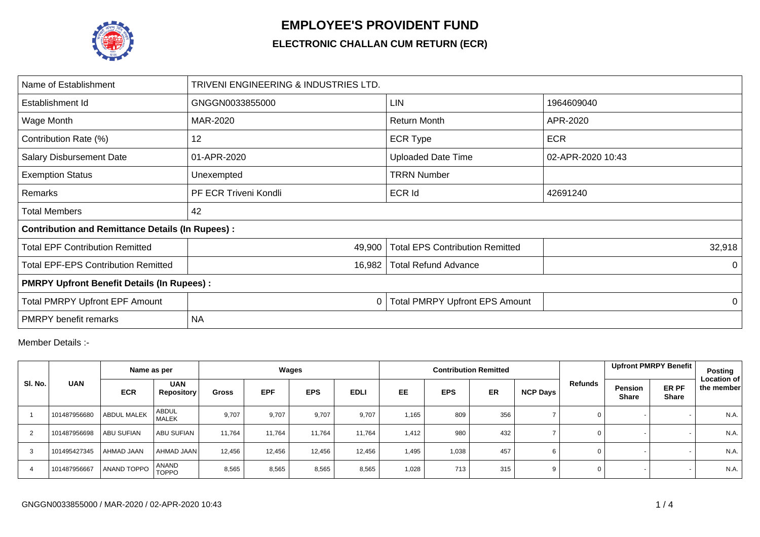# EMPLOYEE'S PROVIDENT FUND

## ELECTRONIC CHALLAN CUM RETURN (ECR)

| | | | |
|---|---|---|---|
| Name of Establishment | TRIVENI ENGINEERING & INDUSTRIES LTD. | | |
| Establishment Id | GNGGN0033855000 | LIN | 1964609040 |
| Wage Month | MAR-2020 | Return Month | APR-2020 |
| Contribution Rate (%) | 12 | ECR Type | ECR |
| Salary Disbursement Date | 01-APR-2020 | Uploaded Date Time | 02-APR-2020 10:43 |
| Exemption Status | Unexempted | TRRN Number | |
| Remarks | PF ECR Triveni Kondli | ECR Id | 42691240 |
| Total Members | 42 | | |
| **Contribution and Remittance Details (In Rupees) :** | | | |
| Total EPF Contribution Remitted | 49,900 | Total EPS Contribution Remitted | 32,918 |
| Total EPF-EPS Contribution Remitted | 16,982 | Total Refund Advance | 0 |
| **PMRPY Upfront Benefit Details (In Rupees) :** | | | |
| Total PMRPY Upfront EPF Amount | 0 | Total PMRPY Upfront EPS Amount | 0 |
| PMRPY benefit remarks | NA | | |

Member Details :-

| Sl. No. | UAN | Name as per | | Wages | | | | Contribution Remitted | | | | Refunds | Upfront PMRPY Benefit | | Posting Location of the member |
|---|---|---|---|---|---|---|---|---|---|---|---|---|---|---|---|
| | | ECR | UAN Repository | Gross | EPF | EPS | EDLI | EE | EPS | ER | NCP Days | | Pension Share | ER PF Share | |
| 1 | 101487956680 | ABDUL MALEK | ABDUL MALEK | 9,707 | 9,707 | 9,707 | 9,707 | 1,165 | 809 | 356 | 7 | 0 | - | - | N.A. |
| 2 | 101487956698 | ABU SUFIAN | ABU SUFIAN | 11,764 | 11,764 | 11,764 | 11,764 | 1,412 | 980 | 432 | 7 | 0 | - | - | N.A. |
| 3 | 101495427345 | AHMAD JAAN | AHMAD JAAN | 12,456 | 12,456 | 12,456 | 12,456 | 1,495 | 1,038 | 457 | 6 | 0 | - | - | N.A. |
| 4 | 101487956667 | ANAND TOPPO | ANAND TOPPO | 8,565 | 8,565 | 8,565 | 8,565 | 1,028 | 713 | 315 | 9 | 0 | - | - | N.A. |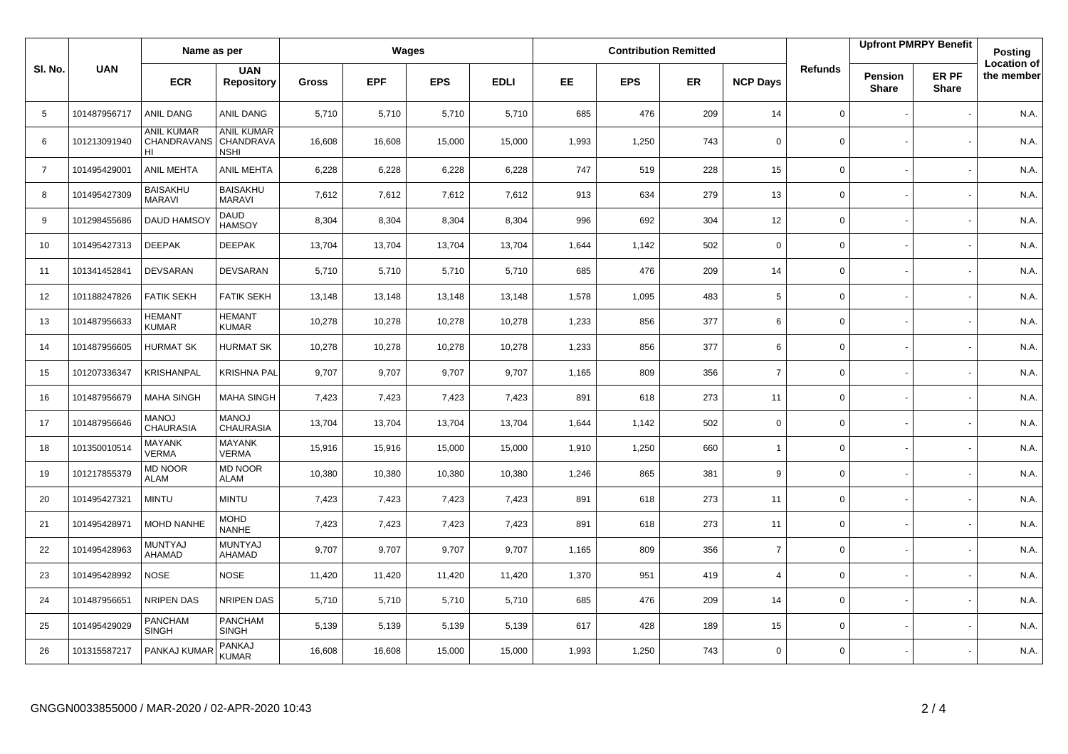| Sl. No. | UAN | Name as per | | Wages | | | | Contribution Remitted | | | | Refunds | Upfront PMRPY Benefit | | Posting Location of the member |
|---|---|---|---|---|---|---|---|---|---|---|---|---|---|---|---|
| | | ECR | UAN Repository | Gross | EPF | EPS | EDLI | EE | EPS | ER | NCP Days | | Pension Share | ER PF Share | |
| 5 | 101487956717 | ANIL DANG | ANIL DANG | 5,710 | 5,710 | 5,710 | 5,710 | 685 | 476 | 209 | 14 | 0 | - | - | N.A. |
| 6 | 101213091940 | ANIL KUMAR CHANDRAVANSHI | ANIL KUMAR CHANDRAVANSHI | 16,608 | 16,608 | 15,000 | 15,000 | 1,993 | 1,250 | 743 | 0 | 0 | - | - | N.A. |
| 7 | 101495429001 | ANIL MEHTA | ANIL MEHTA | 6,228 | 6,228 | 6,228 | 6,228 | 747 | 519 | 228 | 15 | 0 | - | - | N.A. |
| 8 | 101495427309 | BAISAKHU MARAVI | BAISAKHU MARAVI | 7,612 | 7,612 | 7,612 | 7,612 | 913 | 634 | 279 | 13 | 0 | - | - | N.A. |
| 9 | 101298455686 | DAUD HAMSOY | DAUD HAMSOY | 8,304 | 8,304 | 8,304 | 8,304 | 996 | 692 | 304 | 12 | 0 | - | - | N.A. |
| 10 | 101495427313 | DEEPAK | DEEPAK | 13,704 | 13,704 | 13,704 | 13,704 | 1,644 | 1,142 | 502 | 0 | 0 | - | - | N.A. |
| 11 | 101341452841 | DEVSARAN | DEVSARAN | 5,710 | 5,710 | 5,710 | 5,710 | 685 | 476 | 209 | 14 | 0 | - | - | N.A. |
| 12 | 101188247826 | FATIK SEKH | FATIK SEKH | 13,148 | 13,148 | 13,148 | 13,148 | 1,578 | 1,095 | 483 | 5 | 0 | - | - | N.A. |
| 13 | 101487956633 | HEMANT KUMAR | HEMANT KUMAR | 10,278 | 10,278 | 10,278 | 10,278 | 1,233 | 856 | 377 | 6 | 0 | - | - | N.A. |
| 14 | 101487956605 | HURMAT SK | HURMAT SK | 10,278 | 10,278 | 10,278 | 10,278 | 1,233 | 856 | 377 | 6 | 0 | - | - | N.A. |
| 15 | 101207336347 | KRISHANPAL | KRISHNA PAL | 9,707 | 9,707 | 9,707 | 9,707 | 1,165 | 809 | 356 | 7 | 0 | - | - | N.A. |
| 16 | 101487956679 | MAHA SINGH | MAHA SINGH | 7,423 | 7,423 | 7,423 | 7,423 | 891 | 618 | 273 | 11 | 0 | - | - | N.A. |
| 17 | 101487956646 | MANOJ CHAURASIA | MANOJ CHAURASIA | 13,704 | 13,704 | 13,704 | 13,704 | 1,644 | 1,142 | 502 | 0 | 0 | - | - | N.A. |
| 18 | 101350010514 | MAYANK VERMA | MAYANK VERMA | 15,916 | 15,916 | 15,000 | 15,000 | 1,910 | 1,250 | 660 | 1 | 0 | - | - | N.A. |
| 19 | 101217855379 | MD NOOR ALAM | MD NOOR ALAM | 10,380 | 10,380 | 10,380 | 10,380 | 1,246 | 865 | 381 | 9 | 0 | - | - | N.A. |
| 20 | 101495427321 | MINTU | MINTU | 7,423 | 7,423 | 7,423 | 7,423 | 891 | 618 | 273 | 11 | 0 | - | - | N.A. |
| 21 | 101495428971 | MOHD NANHE | MOHD NANHE | 7,423 | 7,423 | 7,423 | 7,423 | 891 | 618 | 273 | 11 | 0 | - | - | N.A. |
| 22 | 101495428963 | MUNTYAJ AHAMAD | MUNTYAJ AHAMAD | 9,707 | 9,707 | 9,707 | 9,707 | 1,165 | 809 | 356 | 7 | 0 | - | - | N.A. |
| 23 | 101495428992 | NOSE | NOSE | 11,420 | 11,420 | 11,420 | 11,420 | 1,370 | 951 | 419 | 4 | 0 | - | - | N.A. |
| 24 | 101487956651 | NRIPEN DAS | NRIPEN DAS | 5,710 | 5,710 | 5,710 | 5,710 | 685 | 476 | 209 | 14 | 0 | - | - | N.A. |
| 25 | 101495429029 | PANCHAM SINGH | PANCHAM SINGH | 5,139 | 5,139 | 5,139 | 5,139 | 617 | 428 | 189 | 15 | 0 | - | - | N.A. |
| 26 | 101315587217 | PANKAJ KUMAR | PANKAJ KUMAR | 16,608 | 16,608 | 15,000 | 15,000 | 1,993 | 1,250 | 743 | 0 | 0 | - | - | N.A. |

GNGGN0033855000 / MAR-2020 / 02-APR-2020 10:43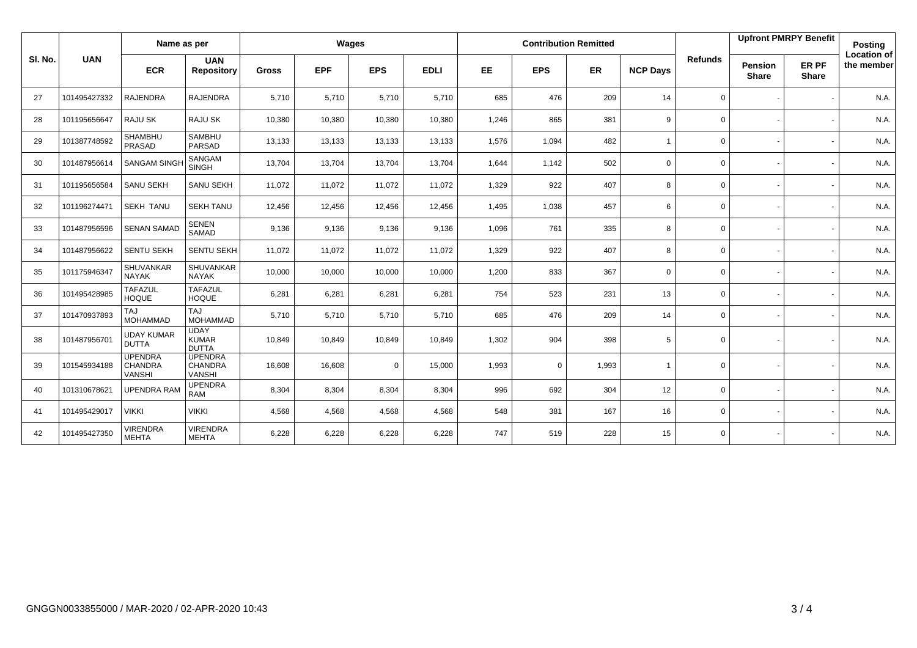| Sl. No. | UAN | Name as per | | Wages | | | | Contribution Remitted | | | | Refunds | Upfront PMRPY Benefit | | Posting Location of the member |
|---|---|---|---|---|---|---|---|---|---|---|---|---|---|---|---|
| | | ECR | UAN Repository | Gross | EPF | EPS | EDLI | EE | EPS | ER | NCP Days | | Pension Share | ER PF Share | |
| 27 | 101495427332 | RAJENDRA | RAJENDRA | 5,710 | 5,710 | 5,710 | 5,710 | 685 | 476 | 209 | 14 | 0 | - | - | N.A. |
| 28 | 101195656647 | RAJU SK | RAJU SK | 10,380 | 10,380 | 10,380 | 10,380 | 1,246 | 865 | 381 | 9 | 0 | - | - | N.A. |
| 29 | 101387748592 | SHAMBHU PRASAD | SAMBHU PARSAD | 13,133 | 13,133 | 13,133 | 13,133 | 1,576 | 1,094 | 482 | 1 | 0 | - | - | N.A. |
| 30 | 101487956614 | SANGAM SINGH | SANGAM SINGH | 13,704 | 13,704 | 13,704 | 13,704 | 1,644 | 1,142 | 502 | 0 | 0 | - | - | N.A. |
| 31 | 101195656584 | SANU SEKH | SANU SEKH | 11,072 | 11,072 | 11,072 | 11,072 | 1,329 | 922 | 407 | 8 | 0 | - | - | N.A. |
| 32 | 101196274471 | SEKH TANU | SEKH TANU | 12,456 | 12,456 | 12,456 | 12,456 | 1,495 | 1,038 | 457 | 6 | 0 | - | - | N.A. |
| 33 | 101487956596 | SENAN SAMAD | SENEN SAMAD | 9,136 | 9,136 | 9,136 | 9,136 | 1,096 | 761 | 335 | 8 | 0 | - | - | N.A. |
| 34 | 101487956622 | SENTU SEKH | SENTU SEKH | 11,072 | 11,072 | 11,072 | 11,072 | 1,329 | 922 | 407 | 8 | 0 | - | - | N.A. |
| 35 | 101175946347 | SHUVANKAR NAYAK | SHUVANKAR NAYAK | 10,000 | 10,000 | 10,000 | 10,000 | 1,200 | 833 | 367 | 0 | 0 | - | - | N.A. |
| 36 | 101495428985 | TAFAZUL HOQUE | TAFAZUL HOQUE | 6,281 | 6,281 | 6,281 | 6,281 | 754 | 523 | 231 | 13 | 0 | - | - | N.A. |
| 37 | 101470937893 | TAJ MOHAMMAD | TAJ MOHAMMAD | 5,710 | 5,710 | 5,710 | 5,710 | 685 | 476 | 209 | 14 | 0 | - | - | N.A. |
| 38 | 101487956701 | UDAY KUMAR DUTTA | UDAY KUMAR DUTTA | 10,849 | 10,849 | 10,849 | 10,849 | 1,302 | 904 | 398 | 5 | 0 | - | - | N.A. |
| 39 | 101545934188 | UPENDRA CHANDRA VANSHI | UPENDRA CHANDRA VANSHI | 16,608 | 16,608 | 0 | 15,000 | 1,993 | 0 | 1,993 | 1 | 0 | - | - | N.A. |
| 40 | 101310678621 | UPENDRA RAM | UPENDRA RAM | 8,304 | 8,304 | 8,304 | 8,304 | 996 | 692 | 304 | 12 | 0 | - | - | N.A. |
| 41 | 101495429017 | VIKKI | VIKKI | 4,568 | 4,568 | 4,568 | 4,568 | 548 | 381 | 167 | 16 | 0 | - | - | N.A. |
| 42 | 101495427350 | VIRENDRA MEHTA | VIRENDRA MEHTA | 6,228 | 6,228 | 6,228 | 6,228 | 747 | 519 | 228 | 15 | 0 | - | - | N.A. |

GNGGN0033855000 / MAR-2020 / 02-APR-2020 10:43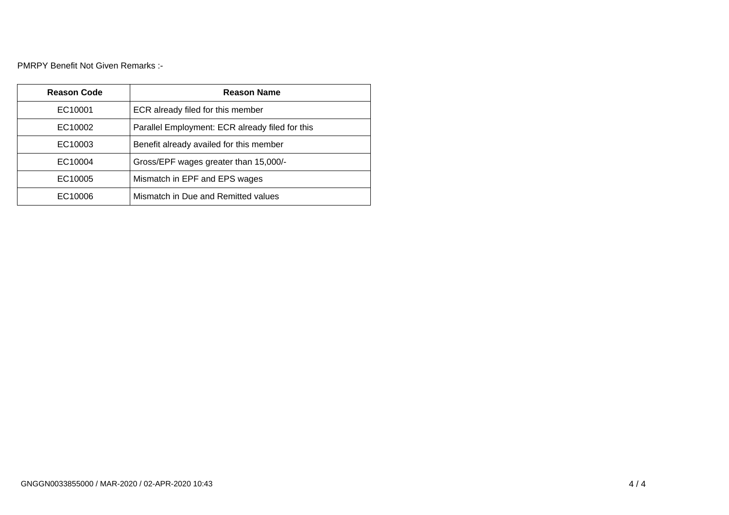PMRPY Benefit Not Given Remarks :-

| Reason Code | Reason Name |
| --- | --- |
| EC10001 | ECR already filed for this member |
| EC10002 | Parallel Employment: ECR already filed for this |
| EC10003 | Benefit already availed for this member |
| EC10004 | Gross/EPF wages greater than 15,000/- |
| EC10005 | Mismatch in EPF and EPS wages |
| EC10006 | Mismatch in Due and Remitted values |

GNGGN0033855000 / MAR-2020 / 02-APR-2020 10:43